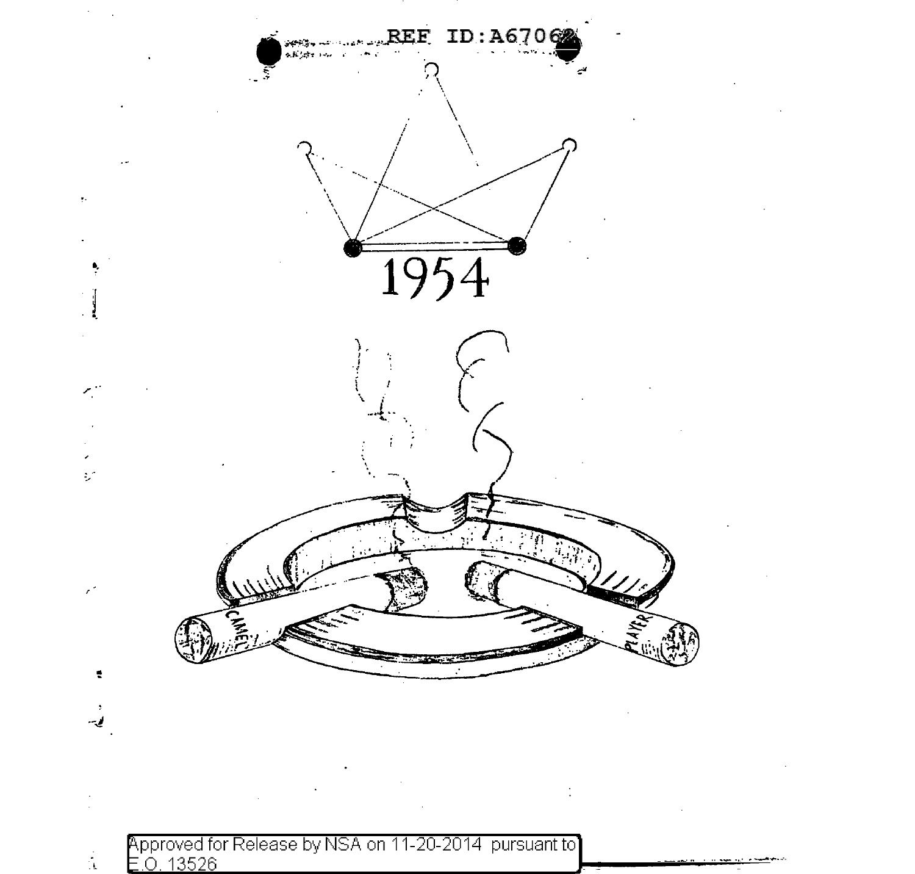REF ID:A67062

1954

CAMEL

PLAYERS

Approved for Release by NSA on 11-20-2014 pursuant to E.O. 13526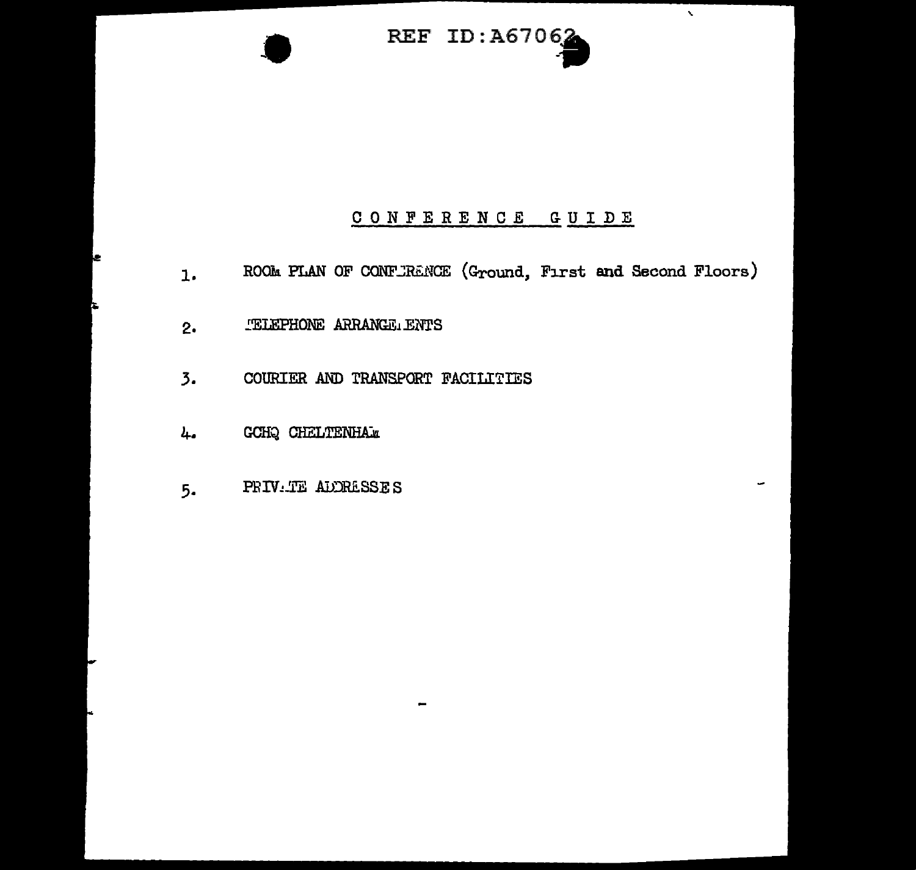REF ID:A67062

# CONFERENCE GUIDE

1. ROOM PLAN OF CONFERENCE (Ground, First and Second Floors)

2. TELEPHONE ARRANGEMENTS

3. COURIER AND TRANSPORT FACILITIES

4. GCHQ CHELTENHAM

5. PRIVATE ADDRESSES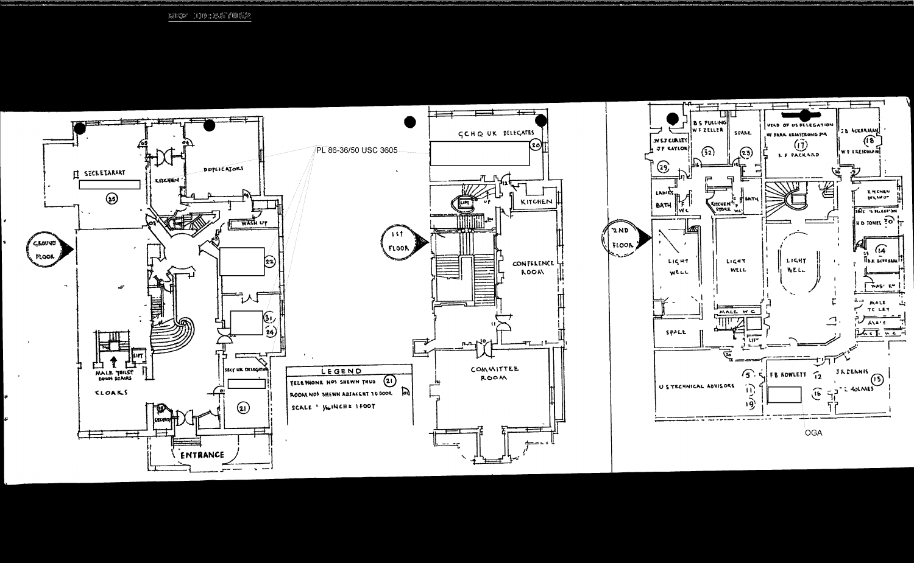DOC ID: 657062

PL 86-36/50 USC 3605

GROUND FLOOR

SECRETARIAT (25)

KITCHEN

DUPLICATORS

WASH UP

(22)

(31)

(24)

SECY UK DELEGATION

(21)

SECURITY

ENTRANCE

MALE TOILET DOWN STAIRS

LIFT

CLOAKS

1ST FLOOR

GCHQ UK DELEGATES (20)

KITCHEN

CONFERENCE ROOM

COMMITTEE ROOM

2ND FLOOR

W S J CURLEY
J P KAYLOR (29)

B S PULLING
W F ZELLER (32)

SPARE (23)

HEAD OF US DELEGATION
W PARK ARMSTRONG JNR (17)
R F PACKARD

J B ACKERMAN
W F FRIEDMAN (18)

LADIES
BATH
WC

KITCHEN STORE
BATH
WC

KITCHEN WASH UP

H D JONES (30)

(14)
B K BUFFHAM

LIGHT WELL

LIGHT WELL

LIGHT WELL

MALE WC

MALE TOILET

MALE WC

SPACE

U S TECHNICAL ADVISORS (11) (19)

F B ROWLETT (12) (16)

J R DENNIS
C HOLMES (13)

OGA

LEGEND

TELEPHONE NOS SHEWN THUS (21)

ROOM NOS SHEWN ADJACENT TO DOOR (01)

SCALE 1/16 INCH = 1 FOOT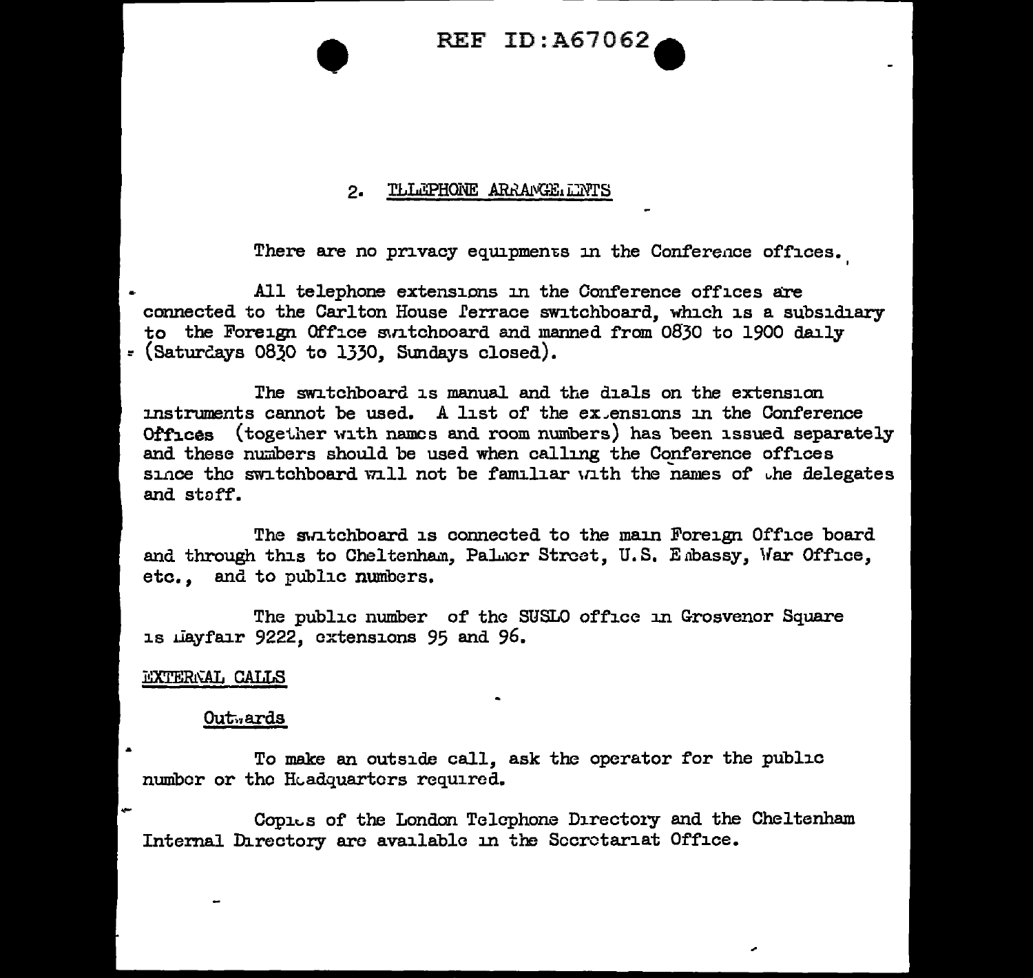## 2. TELEPHONE ARRANGEMENTS

There are no privacy equipments in the Conference offices.

All telephone extensions in the Conference offices are connected to the Carlton House Terrace switchboard, which is a subsidiary to the Foreign Office switchboard and manned from 0830 to 1900 daily (Saturdays 0830 to 1330, Sundays closed).

The switchboard is manual and the dials on the extension instruments cannot be used. A list of the extensions in the Conference Offices (together with names and room numbers) has been issued separately and these numbers should be used when calling the Conference offices since the switchboard will not be familiar with the names of the delegates and staff.

The switchboard is connected to the main Foreign Office board and through this to Cheltenham, Palmer Street, U.S. Embassy, War Office, etc., and to public numbers.

The public number of the SUSLO office in Grosvenor Square is Mayfair 9222, extensions 95 and 96.

### EXTERNAL CALLS

#### Outwards

To make an outside call, ask the operator for the public number or the Headquarters required.

Copies of the London Telephone Directory and the Cheltenham Internal Directory are available in the Secretariat Office.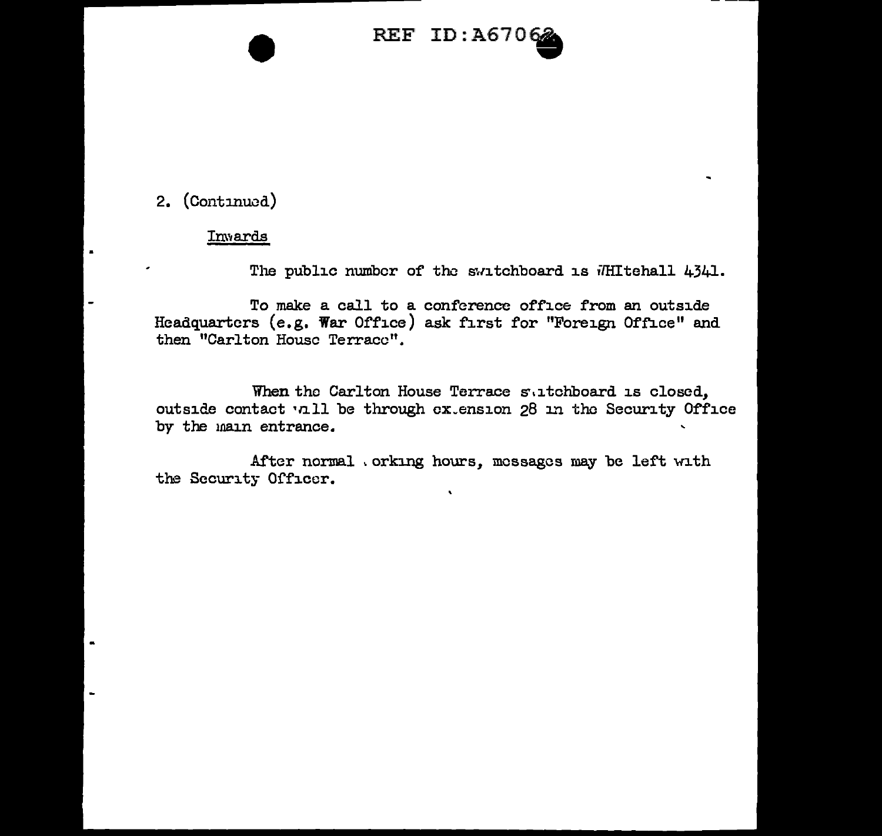2. (Continued)

Inwards

The public number of the switchboard is WHItehall 4341.

To make a call to a conference office from an outside Headquarters (e.g. War Office) ask first for "Foreign Office" and then "Carlton House Terrace".

When the Carlton House Terrace switchboard is closed, outside contact will be through extension 28 in the Security Office by the main entrance.

After normal working hours, messages may be left with the Security Officer.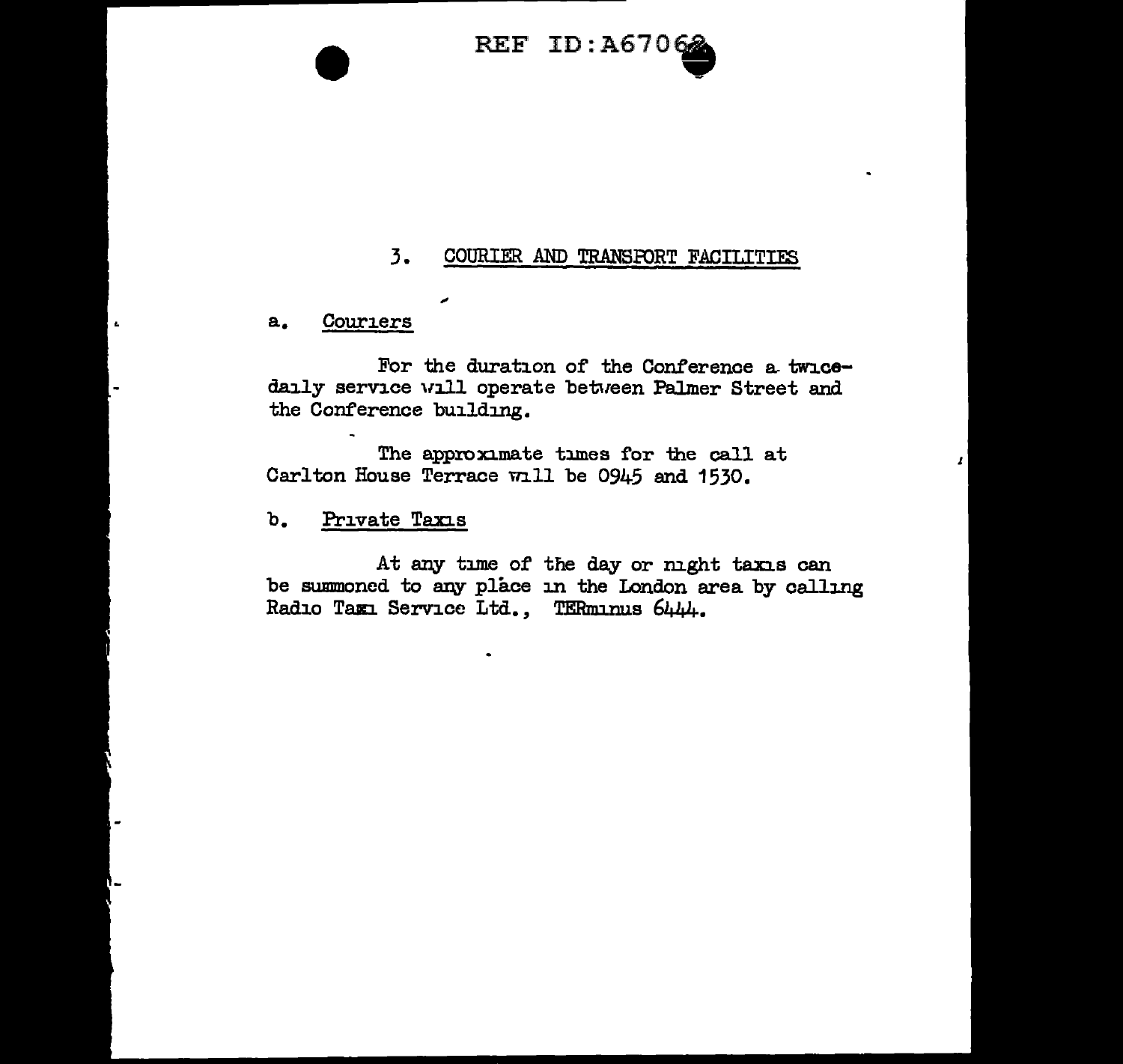## 3. COURIER AND TRANSPORT FACILITIES

### a. Couriers

For the duration of the Conference a twice-daily service will operate between Palmer Street and the Conference building.

The approximate times for the call at Carlton House Terrace will be 0945 and 1530.

### b. Private Taxis

At any time of the day or night taxis can be summoned to any place in the London area by calling Radio Taxi Service Ltd., TERminus 6444.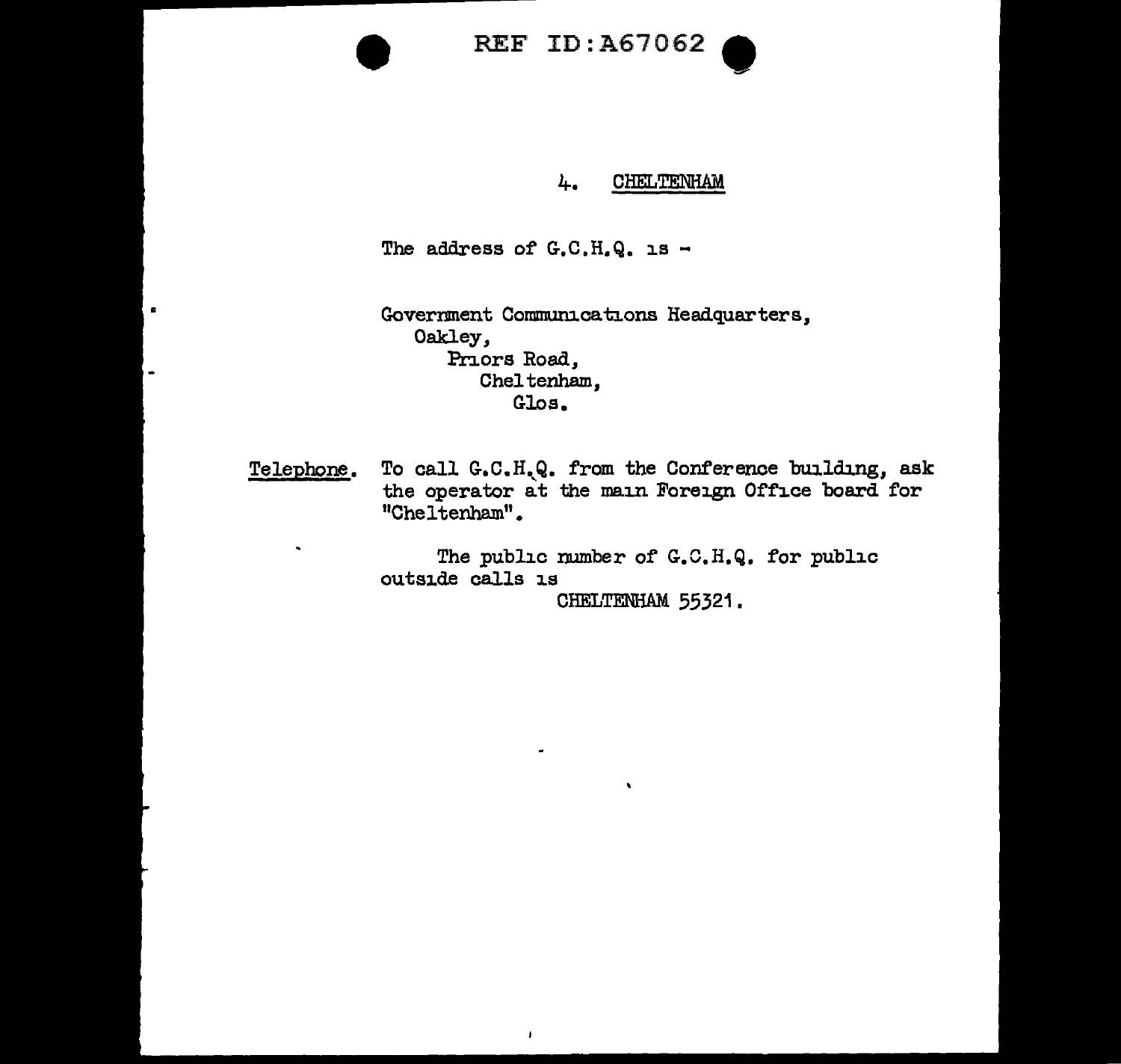## 4. CHELTENHAM

The address of G.C.H.Q. is -

Government Communications Headquarters,
Oakley,
Priors Road,
Cheltenham,
Glos.

Telephone. To call G.C.H.Q. from the Conference building, ask the operator at the main Foreign Office board for "Cheltenham".

The public number of G.C.H.Q. for public outside calls is

CHELTENHAM 55321.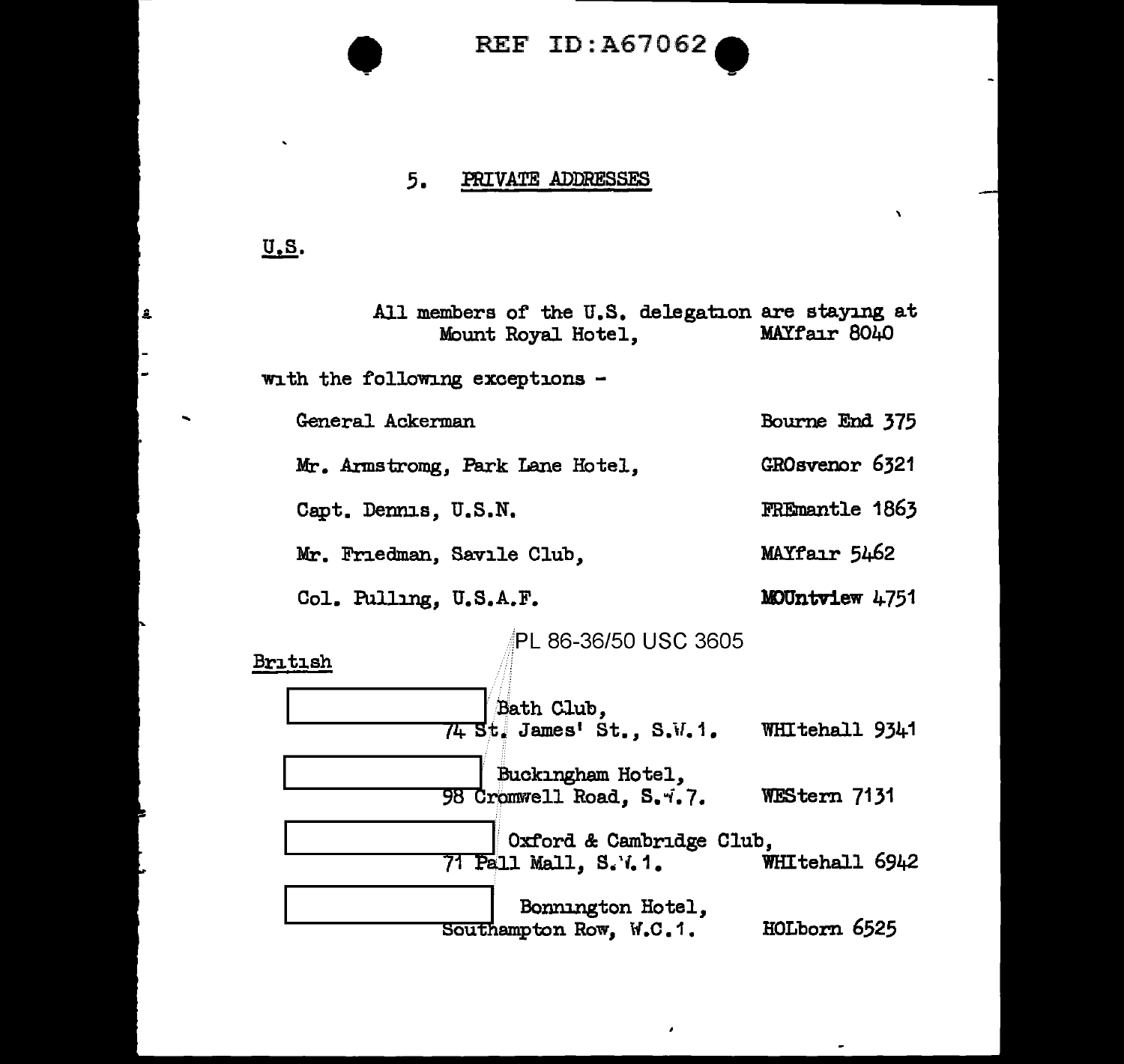## 5. PRIVATE ADDRESSES

U.S.

All members of the U.S. delegation are staying at Mount Royal Hotel, MAYfair 8040

with the following exceptions -

| | |
|---|---|
| General Ackerman | Bourne End 375 |
| Mr. Armstromg, Park Lane Hotel, | GROsvenor 6321 |
| Capt. Dennis, U.S.N. | FREmantle 1863 |
| Mr. Friedman, Savile Club, | MAYfair 5462 |
| Col. Pulling, U.S.A.F. | MOUntview 4751 |

PL 86-36/50 USC 3605

British

| | |
|---|---|
| [redacted] Bath Club, 74 St. James' St., S.W.1. | WHItehall 9341 |
| [redacted] Buckingham Hotel, 98 Cromwell Road, S.W.7. | WEStern 7131 |
| [redacted] Oxford & Cambridge Club, 71 Pall Mall, S.W.1. | WHItehall 6942 |
| [redacted] Bonnington Hotel, Southampton Row, W.C.1. | HOLborn 6525 |